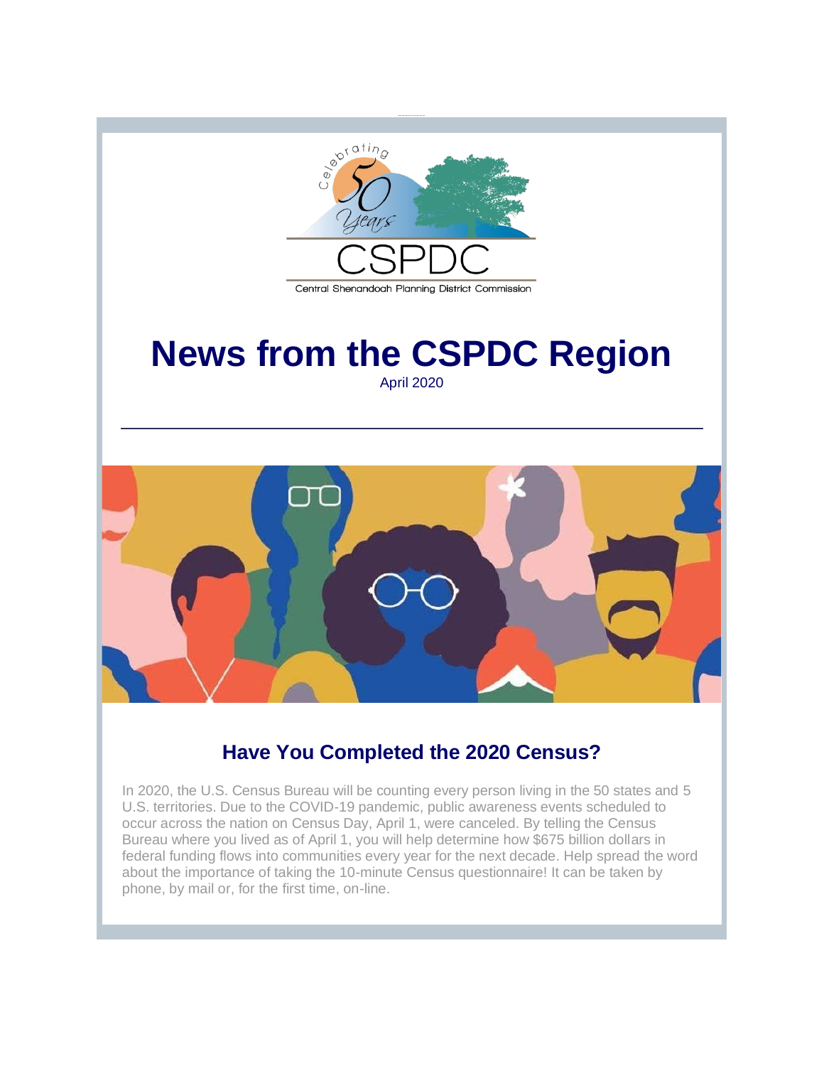Celebrating 50 Years

CSPDC

Central Shenandoah Planning District Commission

# News from the CSPDC Region

April 2020

## Have You Completed the 2020 Census?

In 2020, the U.S. Census Bureau will be counting every person living in the 50 states and 5 U.S. territories. Due to the COVID-19 pandemic, public awareness events scheduled to occur across the nation on Census Day, April 1, were canceled. By telling the Census Bureau where you lived as of April 1, you will help determine how $675 billion dollars in federal funding flows into communities every year for the next decade. Help spread the word about the importance of taking the 10-minute Census questionnaire! It can be taken by phone, by mail or, for the first time, on-line.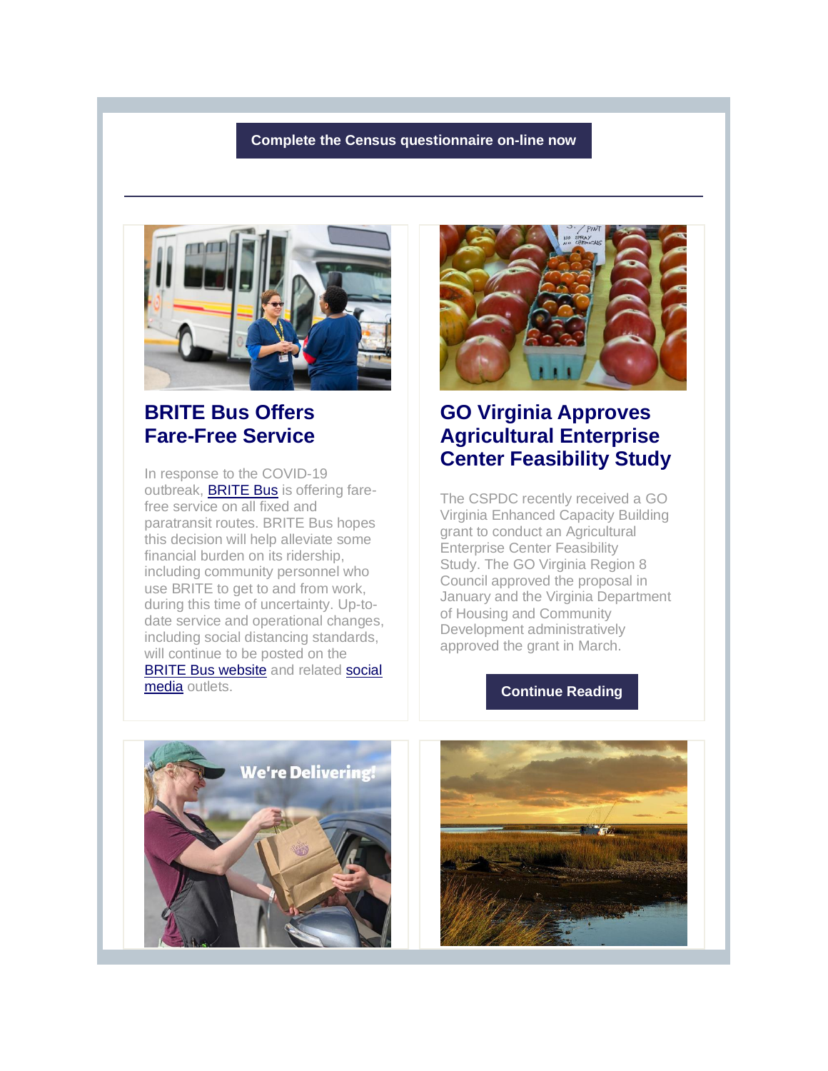**Complete the Census questionnaire on-line now**

---

## BRITE Bus Offers Fare-Free Service

In response to the COVID-19 outbreak, BRITE Bus is offering fare-free service on all fixed and paratransit routes. BRITE Bus hopes this decision will help alleviate some financial burden on its ridership, including community personnel who use BRITE to get to and from work, during this time of uncertainty. Up-to-date service and operational changes, including social distancing standards, will continue to be posted on the BRITE Bus website and related social media outlets.

## GO Virginia Approves Agricultural Enterprise Center Feasibility Study

The CSPDC recently received a GO Virginia Enhanced Capacity Building grant to conduct an Agricultural Enterprise Center Feasibility Study. The GO Virginia Region 8 Council approved the proposal in January and the Virginia Department of Housing and Community Development administratively approved the grant in March.

**Continue Reading**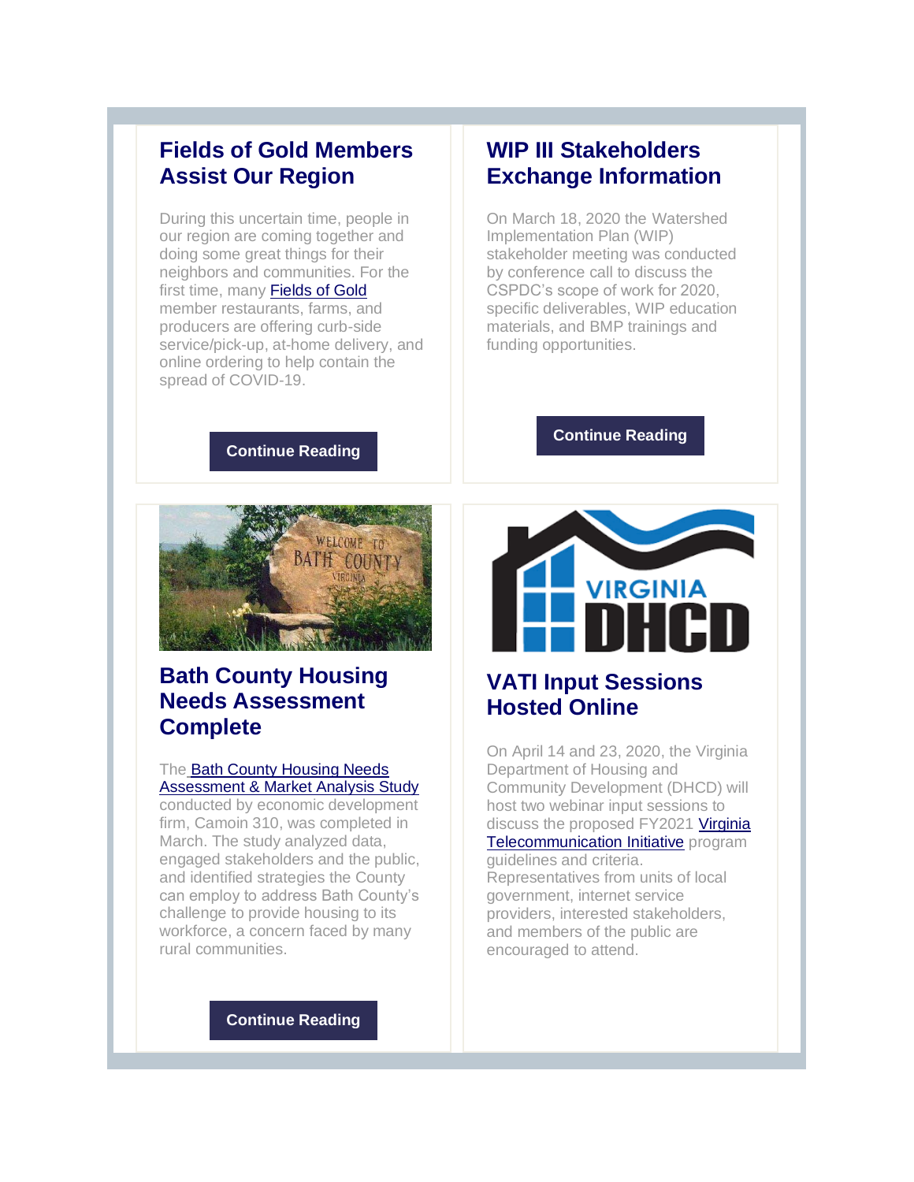## Fields of Gold Members Assist Our Region

During this uncertain time, people in our region are coming together and doing some great things for their neighbors and communities. For the first time, many Fields of Gold member restaurants, farms, and producers are offering curb-side service/pick-up, at-home delivery, and online ordering to help contain the spread of COVID-19.

**Continue Reading**

## WIP III Stakeholders Exchange Information

On March 18, 2020 the Watershed Implementation Plan (WIP) stakeholder meeting was conducted by conference call to discuss the CSPDC's scope of work for 2020, specific deliverables, WIP education materials, and BMP trainings and funding opportunities.

**Continue Reading**

## Bath County Housing Needs Assessment Complete

The Bath County Housing Needs Assessment & Market Analysis Study conducted by economic development firm, Camoin 310, was completed in March. The study analyzed data, engaged stakeholders and the public, and identified strategies the County can employ to address Bath County's challenge to provide housing to its workforce, a concern faced by many rural communities.

**Continue Reading**

## VATI Input Sessions Hosted Online

On April 14 and 23, 2020, the Virginia Department of Housing and Community Development (DHCD) will host two webinar input sessions to discuss the proposed FY2021 Virginia Telecommunication Initiative program guidelines and criteria. Representatives from units of local government, internet service providers, interested stakeholders, and members of the public are encouraged to attend.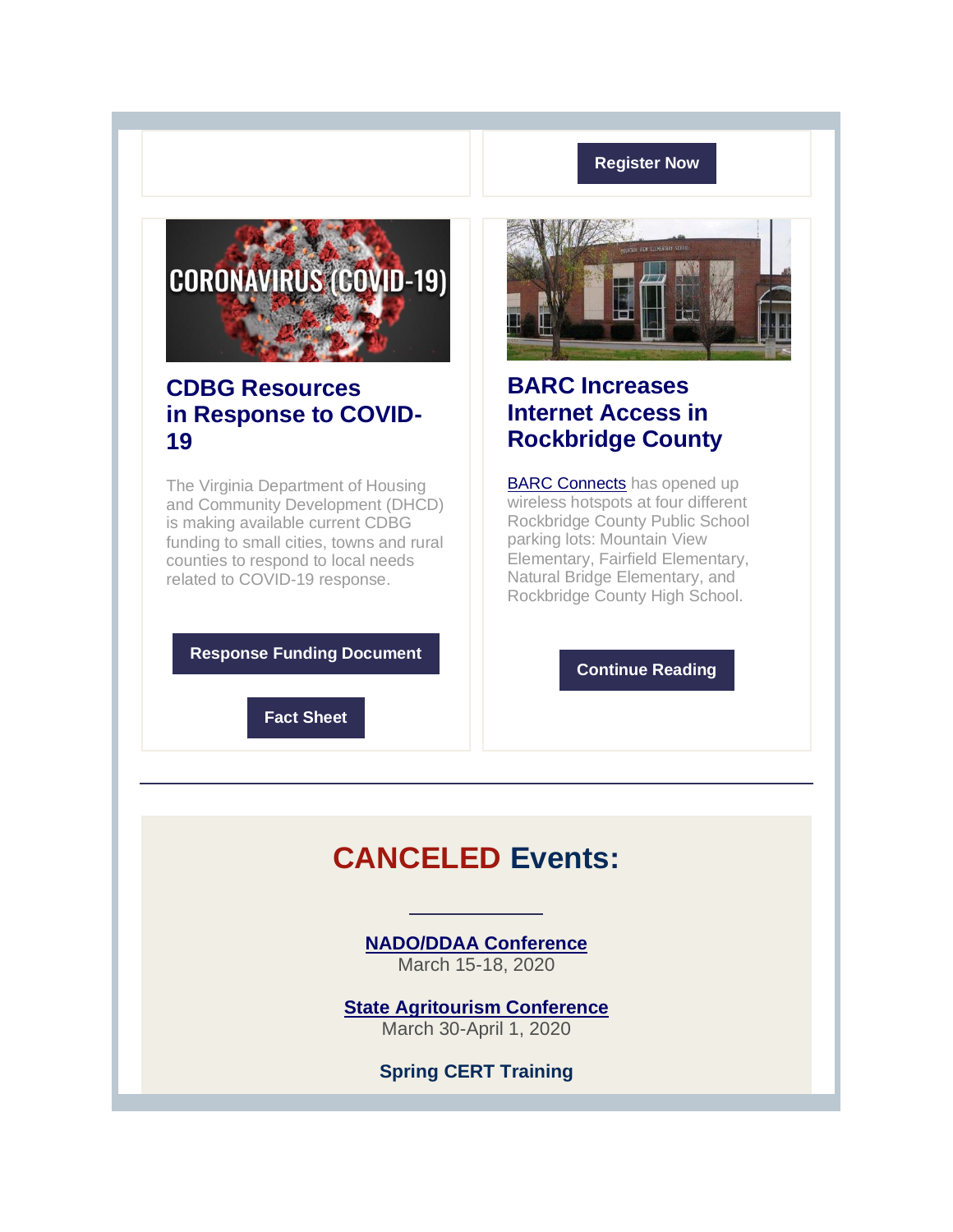Register Now

## CDBG Resources in Response to COVID-19

The Virginia Department of Housing and Community Development (DHCD) is making available current CDBG funding to small cities, towns and rural counties to respond to local needs related to COVID-19 response.

Response Funding Document

Fact Sheet

## BARC Increases Internet Access in Rockbridge County

BARC Connects has opened up wireless hotspots at four different Rockbridge County Public School parking lots: Mountain View Elementary, Fairfield Elementary, Natural Bridge Elementary, and Rockbridge County High School.

Continue Reading

---

# CANCELED Events:

**NADO/DDAA Conference**
March 15-18, 2020

**State Agritourism Conference**
March 30-April 1, 2020

**Spring CERT Training**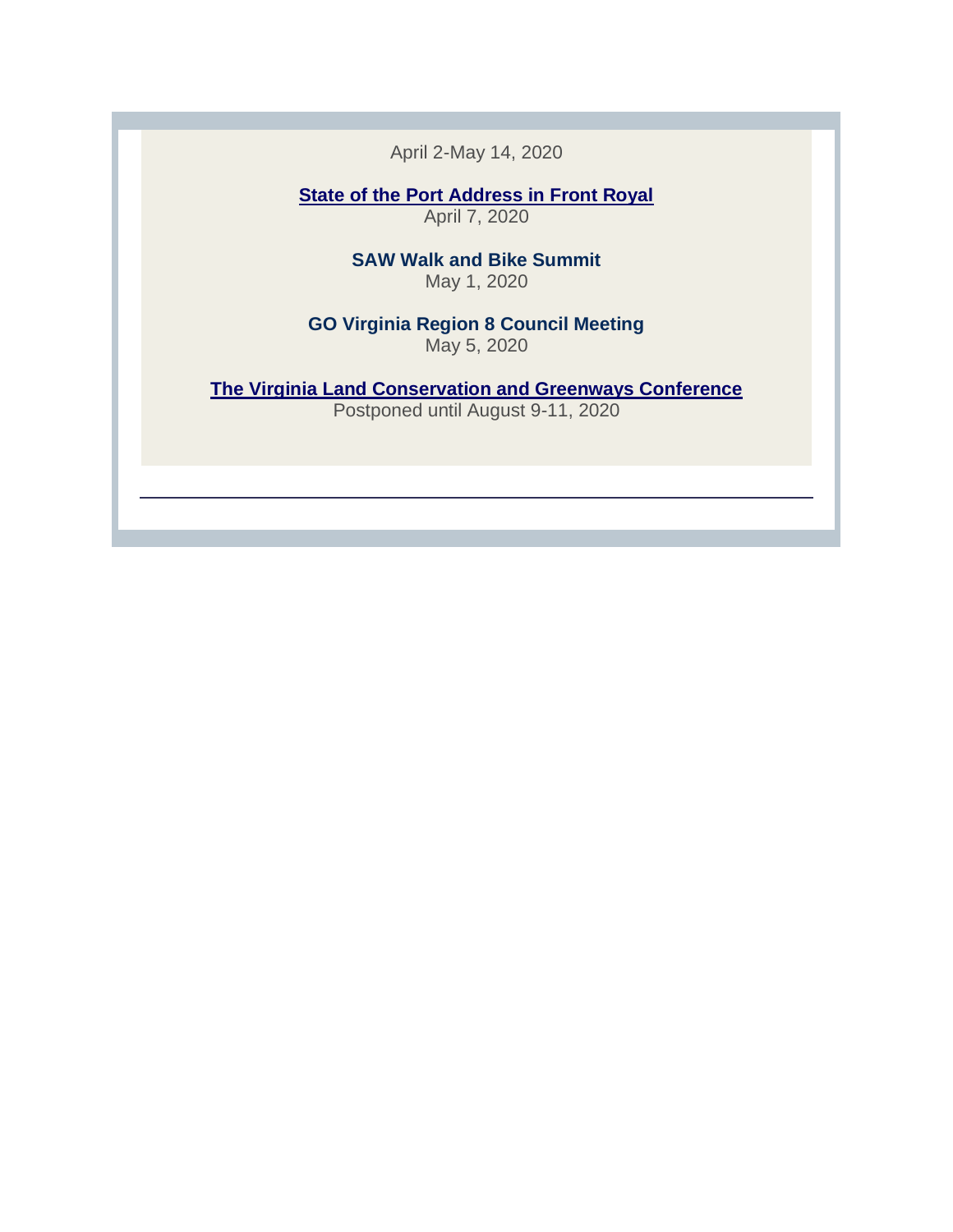April 2-May 14, 2020

**State of the Port Address in Front Royal**
April 7, 2020

**SAW Walk and Bike Summit**
May 1, 2020

**GO Virginia Region 8 Council Meeting**
May 5, 2020

**The Virginia Land Conservation and Greenways Conference**
Postponed until August 9-11, 2020

---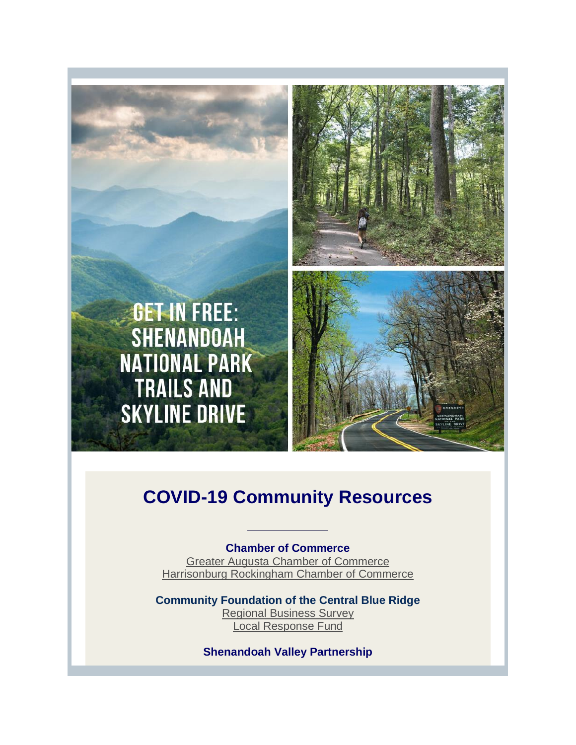GET IN FREE: SHENANDOAH NATIONAL PARK TRAILS AND SKYLINE DRIVE

## COVID-19 Community Resources

**Chamber of Commerce**
Greater Augusta Chamber of Commerce
Harrisonburg Rockingham Chamber of Commerce

**Community Foundation of the Central Blue Ridge**
Regional Business Survey
Local Response Fund

**Shenandoah Valley Partnership**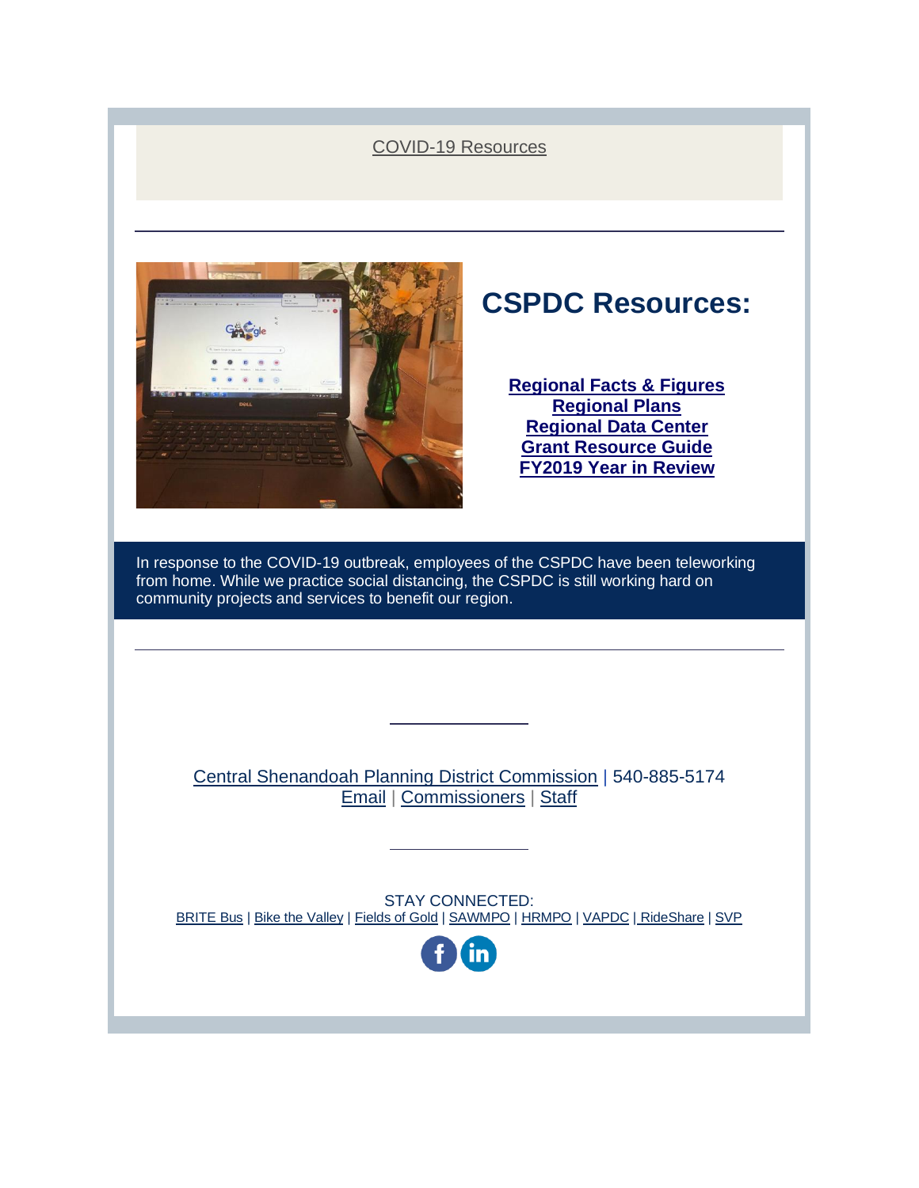COVID-19 Resources

## CSPDC Resources:

**Regional Facts & Figures**
**Regional Plans**
**Regional Data Center**
**Grant Resource Guide**
**FY2019 Year in Review**

In response to the COVID-19 outbreak, employees of the CSPDC have been teleworking from home. While we practice social distancing, the CSPDC is still working hard on community projects and services to benefit our region.

Central Shenandoah Planning District Commission | 540-885-5174
Email | Commissioners | Staff

STAY CONNECTED:
BRITE Bus | Bike the Valley | Fields of Gold | SAWMPO | HRMPO | VAPDC | RideShare | SVP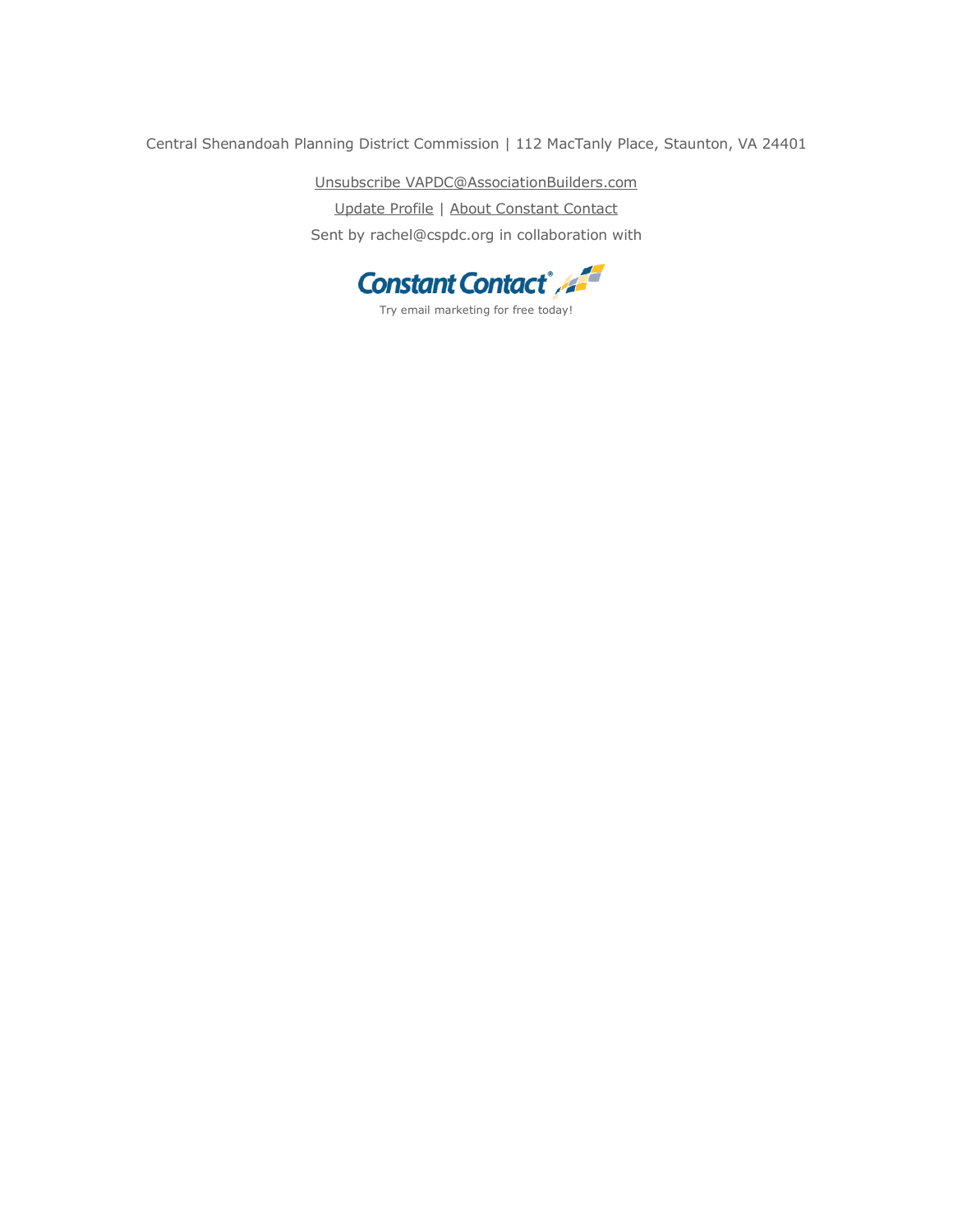Central Shenandoah Planning District Commission | 112 MacTanly Place, Staunton, VA 24401

Unsubscribe VAPDC@AssociationBuilders.com

Update Profile | About Constant Contact

Sent by rachel@cspdc.org in collaboration with

Constant Contact

Try email marketing for free today!